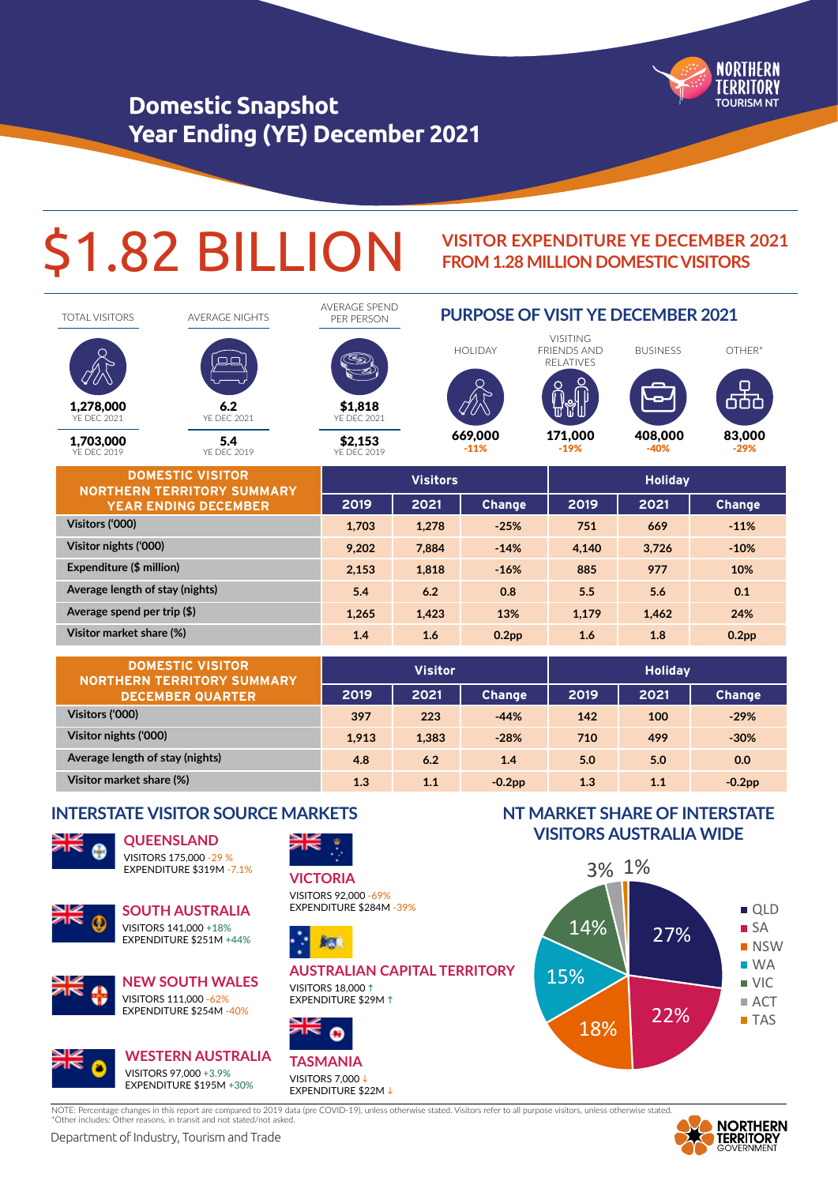# Domestic Snapshot
# Year Ending (YE) December 2021

NORTHERN TERRITORY
TOURISM NT

## $1.82 BILLION

**VISITOR EXPENDITURE YE DECEMBER 2021 FROM 1.28 MILLION DOMESTIC VISITORS**

| TOTAL VISITORS | AVERAGE NIGHTS | AVERAGE SPEND PER PERSON |
|---|---|---|
| 1,278,000 YE DEC 2021 | 6.2 YE DEC 2021 | $1,818 YE DEC 2021 |
| 1,703,000 YE DEC 2019 | 5.4 YE DEC 2019 | $2,153 YE DEC 2019 |

### PURPOSE OF VISIT YE DECEMBER 2021

| HOLIDAY | VISITING FRIENDS AND RELATIVES | BUSINESS | OTHER* |
|---|---|---|---|
| 669,000 | 171,000 | 408,000 | 83,000 |
| -11% | -19% | -40% | -29% |

| DOMESTIC VISITOR NORTHERN TERRITORY SUMMARY YEAR ENDING DECEMBER | Visitors | | | Holiday | | |
|---|---|---|---|---|---|---|
| | 2019 | 2021 | Change | 2019 | 2021 | Change |
| Visitors ('000) | 1,703 | 1,278 | -25% | 751 | 669 | -11% |
| Visitor nights ('000) | 9,202 | 7,884 | -14% | 4,140 | 3,726 | -10% |
| Expenditure ($ million) | 2,153 | 1,818 | -16% | 885 | 977 | 10% |
| Average length of stay (nights) | 5.4 | 6.2 | 0.8 | 5.5 | 5.6 | 0.1 |
| Average spend per trip ($) | 1,265 | 1,423 | 13% | 1,179 | 1,462 | 24% |
| Visitor market share (%) | 1.4 | 1.6 | 0.2pp | 1.6 | 1.8 | 0.2pp |

| DOMESTIC VISITOR NORTHERN TERRITORY SUMMARY DECEMBER QUARTER | Visitor | | | Holiday | | |
|---|---|---|---|---|---|---|
| | 2019 | 2021 | Change | 2019 | 2021 | Change |
| Visitors ('000) | 397 | 223 | -44% | 142 | 100 | -29% |
| Visitor nights ('000) | 1,913 | 1,383 | -28% | 710 | 499 | -30% |
| Average length of stay (nights) | 4.8 | 6.2 | 1.4 | 5.0 | 5.0 | 0.0 |
| Visitor market share (%) | 1.3 | 1.1 | -0.2pp | 1.3 | 1.1 | -0.2pp |

### INTERSTATE VISITOR SOURCE MARKETS

**QUEENSLAND**
VISITORS 175,000 -29 %
EXPENDITURE $319M -7.1%

**SOUTH AUSTRALIA**
VISITORS 141,000 +18%
EXPENDITURE $251M +44%

**NEW SOUTH WALES**
VISITORS 111,000 -62%
EXPENDITURE $254M -40%

**WESTERN AUSTRALIA**
VISITORS 97,000 +3.9%
EXPENDITURE $195M +30%

**VICTORIA**
VISITORS 92,000 -69%
EXPENDITURE $284M -39%

**AUSTRALIAN CAPITAL TERRITORY**
VISITORS 18,000 ↑
EXPENDITURE $29M ↑

**TASMANIA**
VISITORS 7,000 ↓
EXPENDITURE $22M ↓

### NT MARKET SHARE OF INTERSTATE VISITORS AUSTRALIA WIDE

27%
22%
18%
15%
14%
3%
1%

QLD
SA
NSW
WA
VIC
ACT
TAS

NOTE: Percentage changes in this report are compared to 2019 data (pre COVID-19), unless otherwise stated. Visitors refer to all purpose visitors, unless otherwise stated.
*Other includes: Other reasons, in transit and not stated/not asked.

Department of Industry, Tourism and Trade

NORTHERN TERRITORY GOVERNMENT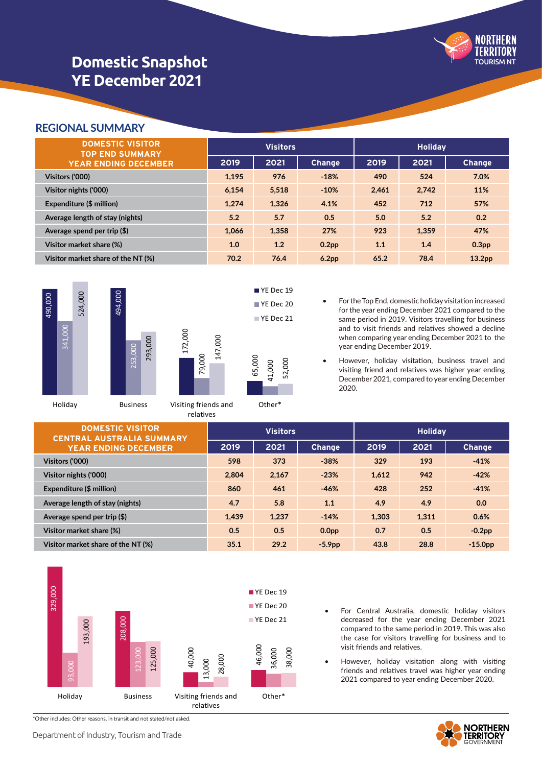# Domestic Snapshot YE December 2021

## REGIONAL SUMMARY

| DOMESTIC VISITOR TOP END SUMMARY YEAR ENDING DECEMBER | Visitors | | | Holiday | | |
|---|---|---|---|---|---|---|
| | 2019 | 2021 | Change | 2019 | 2021 | Change |
| Visitors ('000) | 1,195 | 976 | -18% | 490 | 524 | 7.0% |
| Visitor nights ('000) | 6,154 | 5,518 | -10% | 2,461 | 2,742 | 11% |
| Expenditure ($ million) | 1,274 | 1,326 | 4.1% | 452 | 712 | 57% |
| Average length of stay (nights) | 5.2 | 5.7 | 0.5 | 5.0 | 5.2 | 0.2 |
| Average spend per trip ($) | 1,066 | 1,358 | 27% | 923 | 1,359 | 47% |
| Visitor market share (%) | 1.0 | 1.2 | 0.2pp | 1.1 | 1.4 | 0.3pp |
| Visitor market share of the NT (%) | 70.2 | 76.4 | 6.2pp | 65.2 | 78.4 | 13.2pp |

| | YE Dec 19 | YE Dec 20 | YE Dec 21 |
|---|---|---|---|
| Holiday | 490,000 | 341,000 | 524,000 |
| Business | 494,000 | 253,000 | 293,000 |
| Visiting friends and relatives | 172,000 | 79,000 | 147,000 |
| Other* | 65,000 | 41,000 | 52,000 |

- For the Top End, domestic holiday visitation increased for the year ending December 2021 compared to the same period in 2019. Visitors travelling for business and to visit friends and relatives showed a decline when comparing year ending December 2021 to the year ending December 2019.
- However, holiday visitation, business travel and visiting friend and relatives was higher year ending December 2021, compared to year ending December 2020.

| DOMESTIC VISITOR CENTRAL AUSTRALIA SUMMARY YEAR ENDING DECEMBER | Visitors | | | Holiday | | |
|---|---|---|---|---|---|---|
| | 2019 | 2021 | Change | 2019 | 2021 | Change |
| Visitors ('000) | 598 | 373 | -38% | 329 | 193 | -41% |
| Visitor nights ('000) | 2,804 | 2,167 | -23% | 1,612 | 942 | -42% |
| Expenditure ($ million) | 860 | 461 | -46% | 428 | 252 | -41% |
| Average length of stay (nights) | 4.7 | 5.8 | 1.1 | 4.9 | 4.9 | 0.0 |
| Average spend per trip ($) | 1,439 | 1,237 | -14% | 1,303 | 1,311 | 0.6% |
| Visitor market share (%) | 0.5 | 0.5 | 0.0pp | 0.7 | 0.5 | -0.2pp |
| Visitor market share of the NT (%) | 35.1 | 29.2 | -5.9pp | 43.8 | 28.8 | -15.0pp |

| | YE Dec 19 | YE Dec 20 | YE Dec 21 |
|---|---|---|---|
| Holiday | 329,000 | 93,000 | 193,000 |
| Business | 208,000 | 123,000 | 125,000 |
| Visiting friends and relatives | 40,000 | 13,000 | 28,000 |
| Other* | 46,000 | 36,000 | 38,000 |

- For Central Australia, domestic holiday visitors decreased for the year ending December 2021 compared to the same period in 2019. This was also the case for visitors travelling for business and to visit friends and relatives.
- However, holiday visitation along with visiting friends and relatives travel was higher year ending 2021 compared to year ending December 2020.

*Other includes: Other reasons, in transit and not stated/not asked.

Department of Industry, Tourism and Trade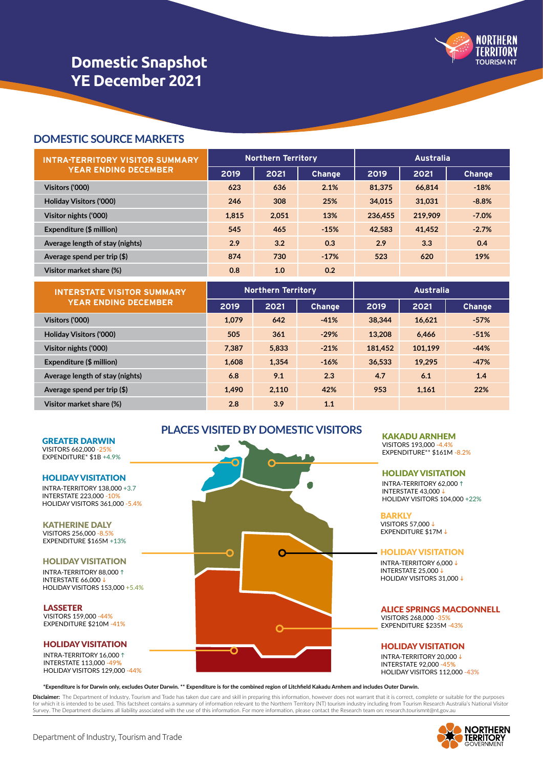# Domestic Snapshot YE December 2021

## DOMESTIC SOURCE MARKETS

| INTRA-TERRITORY VISITOR SUMMARY YEAR ENDING DECEMBER | Northern Territory | | | Australia | | |
|---|---|---|---|---|---|---|
| | 2019 | 2021 | Change | 2019 | 2021 | Change |
| Visitors ('000) | 623 | 636 | 2.1% | 81,375 | 66,814 | -18% |
| Holiday Visitors ('000) | 246 | 308 | 25% | 34,015 | 31,031 | -8.8% |
| Visitor nights ('000) | 1,815 | 2,051 | 13% | 236,455 | 219,909 | -7.0% |
| Expenditure ($ million) | 545 | 465 | -15% | 42,583 | 41,452 | -2.7% |
| Average length of stay (nights) | 2.9 | 3.2 | 0.3 | 2.9 | 3.3 | 0.4 |
| Average spend per trip ($) | 874 | 730 | -17% | 523 | 620 | 19% |
| Visitor market share (%) | 0.8 | 1.0 | 0.2 | | | |

| INTERSTATE VISITOR SUMMARY YEAR ENDING DECEMBER | Northern Territory | | | Australia | | |
|---|---|---|---|---|---|---|
| | 2019 | 2021 | Change | 2019 | 2021 | Change |
| Visitors ('000) | 1,079 | 642 | -41% | 38,344 | 16,621 | -57% |
| Holiday Visitors ('000) | 505 | 361 | -29% | 13,208 | 6,466 | -51% |
| Visitor nights ('000) | 7,387 | 5,833 | -21% | 181,452 | 101,199 | -44% |
| Expenditure ($ million) | 1,608 | 1,354 | -16% | 36,533 | 19,295 | -47% |
| Average length of stay (nights) | 6.8 | 9.1 | 2.3 | 4.7 | 6.1 | 1.4 |
| Average spend per trip ($) | 1,490 | 2,110 | 42% | 953 | 1,161 | 22% |
| Visitor market share (%) | 2.8 | 3.9 | 1.1 | | | |

## PLACES VISITED BY DOMESTIC VISITORS

### GREATER DARWIN
VISITORS 662,000 -25%
EXPENDITURE* $1B +4.9%

### HOLIDAY VISITATION
INTRA-TERRITORY 138,000 +3.7
INTERSTATE 223,000 -10%
HOLIDAY VISITORS 361,000 -5.4%

### KATHERINE DALY
VISITORS 256,000 -8.5%
EXPENDITURE $165M +13%

### HOLIDAY VISITATION
INTRA-TERRITORY 88,000 ↑
INTERSTATE 66,000 ↓
HOLIDAY VISITORS 153,000 +5.4%

### LASSETER
VISITORS 159,000 -44%
EXPENDITURE $210M -41%

### HOLIDAY VISITATION
INTRA-TERRITORY 16,000 ↑
INTERSTATE 113,000 -49%
HOLIDAY VISITORS 129,000 -44%

### KAKADU ARNHEM
VISITORS 193,000 -4.4%
EXPENDITURE** $161M -8.2%

### HOLIDAY VISITATION
INTRA-TERRITORY 62,000 ↑
INTERSTATE 43,000 ↓
HOLIDAY VISITORS 104,000 +22%

### BARKLY
VISITORS 57,000 ↓
EXPENDITURE $17M ↓

### HOLIDAY VISITATION
INTRA-TERRITORY 6,000 ↓
INTERSTATE 25,000 ↓
HOLIDAY VISITORS 31,000 ↓

### ALICE SPRINGS MACDONNELL
VISITORS 268,000 -35%
EXPENDITURE $235M -43%

### HOLIDAY VISITATION
INTRA-TERRITORY 20,000 ↓
INTERSTATE 92,000 -45%
HOLIDAY VISITORS 112,000 -43%

**\*Expenditure is for Darwin only, excludes Outer Darwin. \*\* Expenditure is for the combined region of Litchfield Kakadu Arnhem and includes Outer Darwin.**

**Disclaimer:** The Department of Industry, Tourism and Trade has taken due care and skill in preparing this information, however does not warrant that it is correct, complete or suitable for the purposes for which it is intended to be used. This factsheet contains a summary of information relevant to the Northern Territory (NT) tourism industry including from Tourism Research Australia's National Visitor Survey. The Department disclaims all liability associated with the use of this information. For more information, please contact the Research team on: research.tourismnt@nt.gov.au

Department of Industry, Tourism and Trade